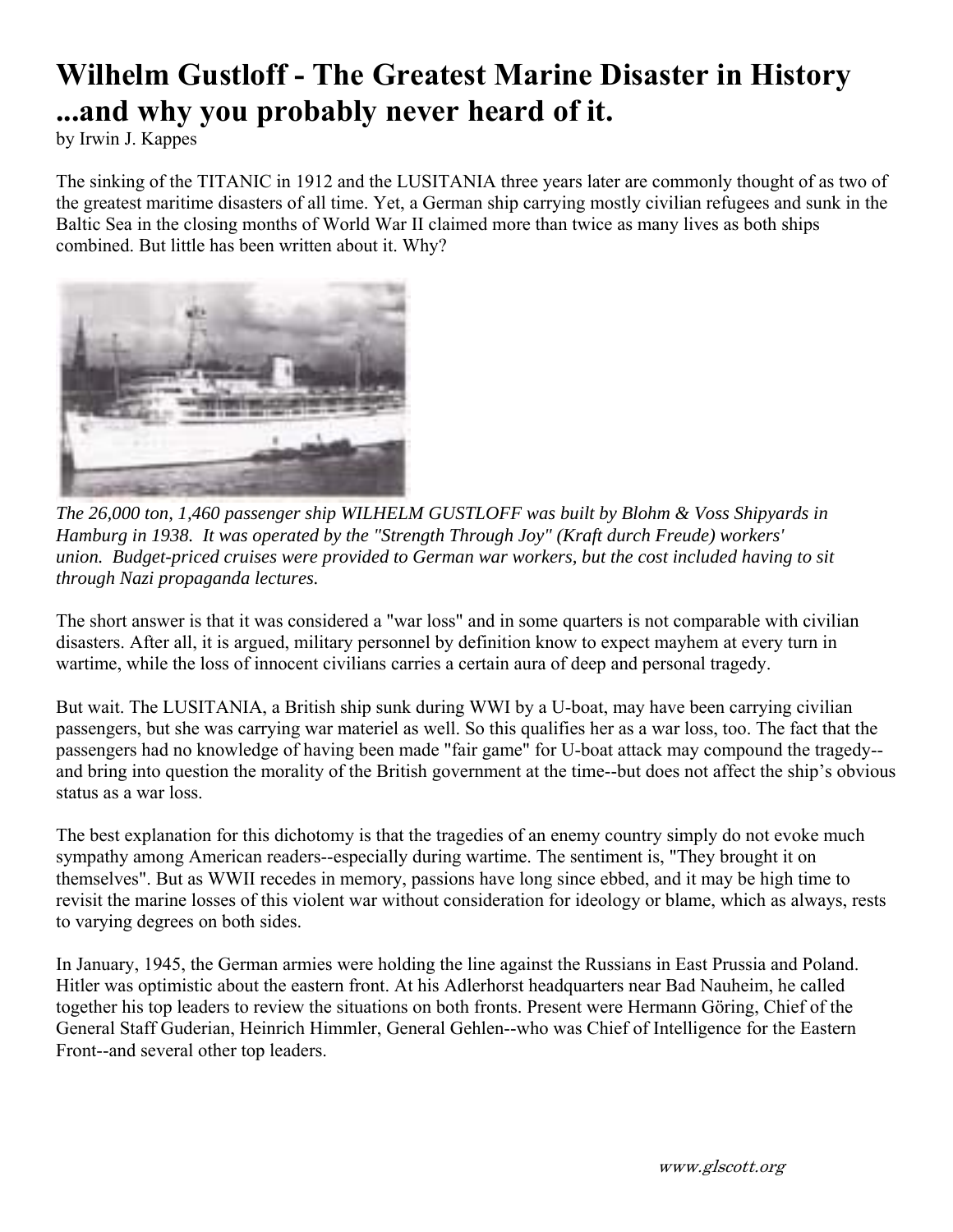# Wilhelm Gustloff - The Greatest Marine Disaster in History ...and why you probably never heard of it.

by Irwin J. Kappes

The sinking of the TITANIC in 1912 and the LUSITANIA three years later are commonly thought of as two of the greatest maritime disasters of all time. Yet, a German ship carrying mostly civilian refugees and sunk in the Baltic Sea in the closing months of World War II claimed more than twice as many lives as both ships combined. But little has been written about it. Why?

*The 26,000 ton, 1,460 passenger ship WILHELM GUSTLOFF was built by Blohm & Voss Shipyards in Hamburg in 1938. It was operated by the "Strength Through Joy" (Kraft durch Freude) workers' union. Budget-priced cruises were provided to German war workers, but the cost included having to sit through Nazi propaganda lectures.*

The short answer is that it was considered a "war loss" and in some quarters is not comparable with civilian disasters. After all, it is argued, military personnel by definition know to expect mayhem at every turn in wartime, while the loss of innocent civilians carries a certain aura of deep and personal tragedy.

But wait. The LUSITANIA, a British ship sunk during WWI by a U-boat, may have been carrying civilian passengers, but she was carrying war materiel as well. So this qualifies her as a war loss, too. The fact that the passengers had no knowledge of having been made "fair game" for U-boat attack may compound the tragedy--and bring into question the morality of the British government at the time--but does not affect the ship's obvious status as a war loss.

The best explanation for this dichotomy is that the tragedies of an enemy country simply do not evoke much sympathy among American readers--especially during wartime. The sentiment is, "They brought it on themselves". But as WWII recedes in memory, passions have long since ebbed, and it may be high time to revisit the marine losses of this violent war without consideration for ideology or blame, which as always, rests to varying degrees on both sides.

In January, 1945, the German armies were holding the line against the Russians in East Prussia and Poland. Hitler was optimistic about the eastern front. At his Adlerhorst headquarters near Bad Nauheim, he called together his top leaders to review the situations on both fronts. Present were Hermann Göring, Chief of the General Staff Guderian, Heinrich Himmler, General Gehlen--who was Chief of Intelligence for the Eastern Front--and several other top leaders.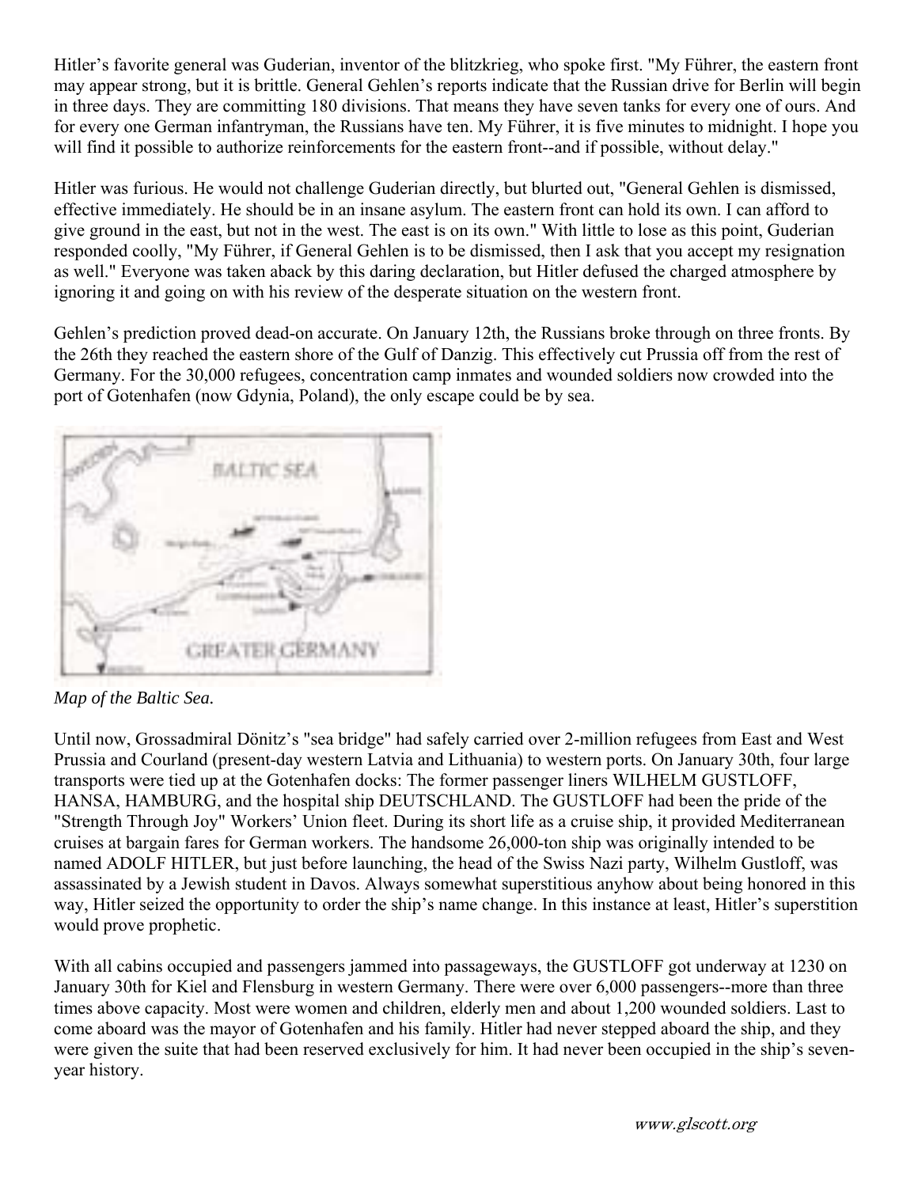Hitler's favorite general was Guderian, inventor of the blitzkrieg, who spoke first. "My Führer, the eastern front may appear strong, but it is brittle. General Gehlen's reports indicate that the Russian drive for Berlin will begin in three days. They are committing 180 divisions. That means they have seven tanks for every one of ours. And for every one German infantryman, the Russians have ten. My Führer, it is five minutes to midnight. I hope you will find it possible to authorize reinforcements for the eastern front--and if possible, without delay."

Hitler was furious. He would not challenge Guderian directly, but blurted out, "General Gehlen is dismissed, effective immediately. He should be in an insane asylum. The eastern front can hold its own. I can afford to give ground in the east, but not in the west. The east is on its own." With little to lose as this point, Guderian responded coolly, "My Führer, if General Gehlen is to be dismissed, then I ask that you accept my resignation as well." Everyone was taken aback by this daring declaration, but Hitler defused the charged atmosphere by ignoring it and going on with his review of the desperate situation on the western front.

Gehlen's prediction proved dead-on accurate. On January 12th, the Russians broke through on three fronts. By the 26th they reached the eastern shore of the Gulf of Danzig. This effectively cut Prussia off from the rest of Germany. For the 30,000 refugees, concentration camp inmates and wounded soldiers now crowded into the port of Gotenhafen (now Gdynia, Poland), the only escape could be by sea.

*Map of the Baltic Sea.*

Until now, Grossadmiral Dönitz's "sea bridge" had safely carried over 2-million refugees from East and West Prussia and Courland (present-day western Latvia and Lithuania) to western ports. On January 30th, four large transports were tied up at the Gotenhafen docks: The former passenger liners WILHELM GUSTLOFF, HANSA, HAMBURG, and the hospital ship DEUTSCHLAND. The GUSTLOFF had been the pride of the "Strength Through Joy" Workers' Union fleet. During its short life as a cruise ship, it provided Mediterranean cruises at bargain fares for German workers. The handsome 26,000-ton ship was originally intended to be named ADOLF HITLER, but just before launching, the head of the Swiss Nazi party, Wilhelm Gustloff, was assassinated by a Jewish student in Davos. Always somewhat superstitious anyhow about being honored in this way, Hitler seized the opportunity to order the ship's name change. In this instance at least, Hitler's superstition would prove prophetic.

With all cabins occupied and passengers jammed into passageways, the GUSTLOFF got underway at 1230 on January 30th for Kiel and Flensburg in western Germany. There were over 6,000 passengers--more than three times above capacity. Most were women and children, elderly men and about 1,200 wounded soldiers. Last to come aboard was the mayor of Gotenhafen and his family. Hitler had never stepped aboard the ship, and they were given the suite that had been reserved exclusively for him. It had never been occupied in the ship's seven-year history.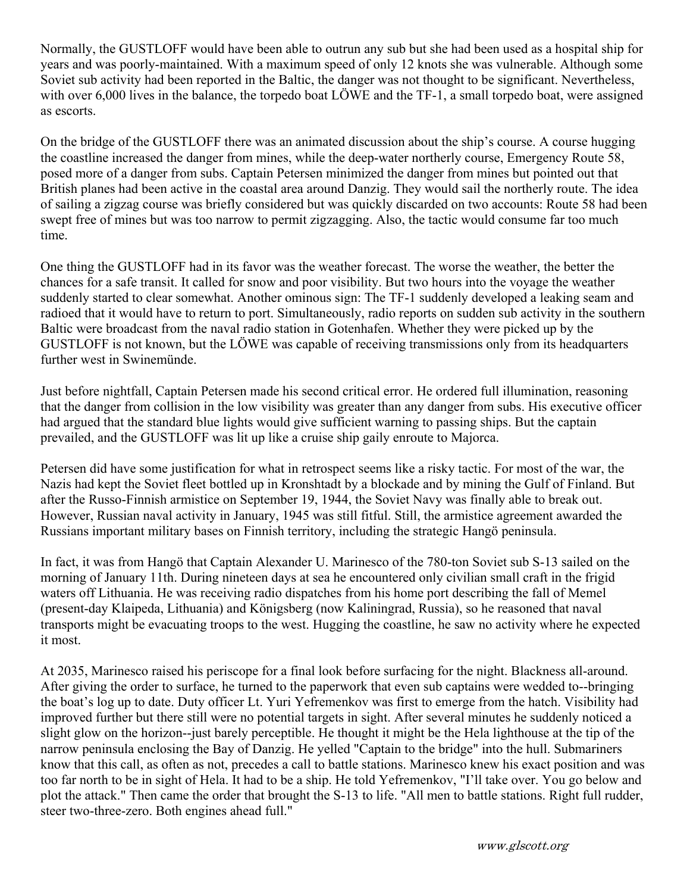Normally, the GUSTLOFF would have been able to outrun any sub but she had been used as a hospital ship for years and was poorly-maintained. With a maximum speed of only 12 knots she was vulnerable. Although some Soviet sub activity had been reported in the Baltic, the danger was not thought to be significant. Nevertheless, with over 6,000 lives in the balance, the torpedo boat LÖWE and the TF-1, a small torpedo boat, were assigned as escorts.

On the bridge of the GUSTLOFF there was an animated discussion about the ship's course. A course hugging the coastline increased the danger from mines, while the deep-water northerly course, Emergency Route 58, posed more of a danger from subs. Captain Petersen minimized the danger from mines but pointed out that British planes had been active in the coastal area around Danzig. They would sail the northerly route. The idea of sailing a zigzag course was briefly considered but was quickly discarded on two accounts: Route 58 had been swept free of mines but was too narrow to permit zigzagging. Also, the tactic would consume far too much time.

One thing the GUSTLOFF had in its favor was the weather forecast. The worse the weather, the better the chances for a safe transit. It called for snow and poor visibility. But two hours into the voyage the weather suddenly started to clear somewhat. Another ominous sign: The TF-1 suddenly developed a leaking seam and radioed that it would have to return to port. Simultaneously, radio reports on sudden sub activity in the southern Baltic were broadcast from the naval radio station in Gotenhafen. Whether they were picked up by the GUSTLOFF is not known, but the LÖWE was capable of receiving transmissions only from its headquarters further west in Swinemünde.

Just before nightfall, Captain Petersen made his second critical error. He ordered full illumination, reasoning that the danger from collision in the low visibility was greater than any danger from subs. His executive officer had argued that the standard blue lights would give sufficient warning to passing ships. But the captain prevailed, and the GUSTLOFF was lit up like a cruise ship gaily enroute to Majorca.

Petersen did have some justification for what in retrospect seems like a risky tactic. For most of the war, the Nazis had kept the Soviet fleet bottled up in Kronshtadt by a blockade and by mining the Gulf of Finland. But after the Russo-Finnish armistice on September 19, 1944, the Soviet Navy was finally able to break out. However, Russian naval activity in January, 1945 was still fitful. Still, the armistice agreement awarded the Russians important military bases on Finnish territory, including the strategic Hangö peninsula.

In fact, it was from Hangö that Captain Alexander U. Marinesco of the 780-ton Soviet sub S-13 sailed on the morning of January 11th. During nineteen days at sea he encountered only civilian small craft in the frigid waters off Lithuania. He was receiving radio dispatches from his home port describing the fall of Memel (present-day Klaipeda, Lithuania) and Königsberg (now Kaliningrad, Russia), so he reasoned that naval transports might be evacuating troops to the west. Hugging the coastline, he saw no activity where he expected it most.

At 2035, Marinesco raised his periscope for a final look before surfacing for the night. Blackness all-around. After giving the order to surface, he turned to the paperwork that even sub captains were wedded to--bringing the boat's log up to date. Duty officer Lt. Yuri Yefremenkov was first to emerge from the hatch. Visibility had improved further but there still were no potential targets in sight. After several minutes he suddenly noticed a slight glow on the horizon--just barely perceptible. He thought it might be the Hela lighthouse at the tip of the narrow peninsula enclosing the Bay of Danzig. He yelled "Captain to the bridge" into the hull. Submariners know that this call, as often as not, precedes a call to battle stations. Marinesco knew his exact position and was too far north to be in sight of Hela. It had to be a ship. He told Yefremenkov, "I'll take over. You go below and plot the attack." Then came the order that brought the S-13 to life. "All men to battle stations. Right full rudder, steer two-three-zero. Both engines ahead full."

*www.glscott.org*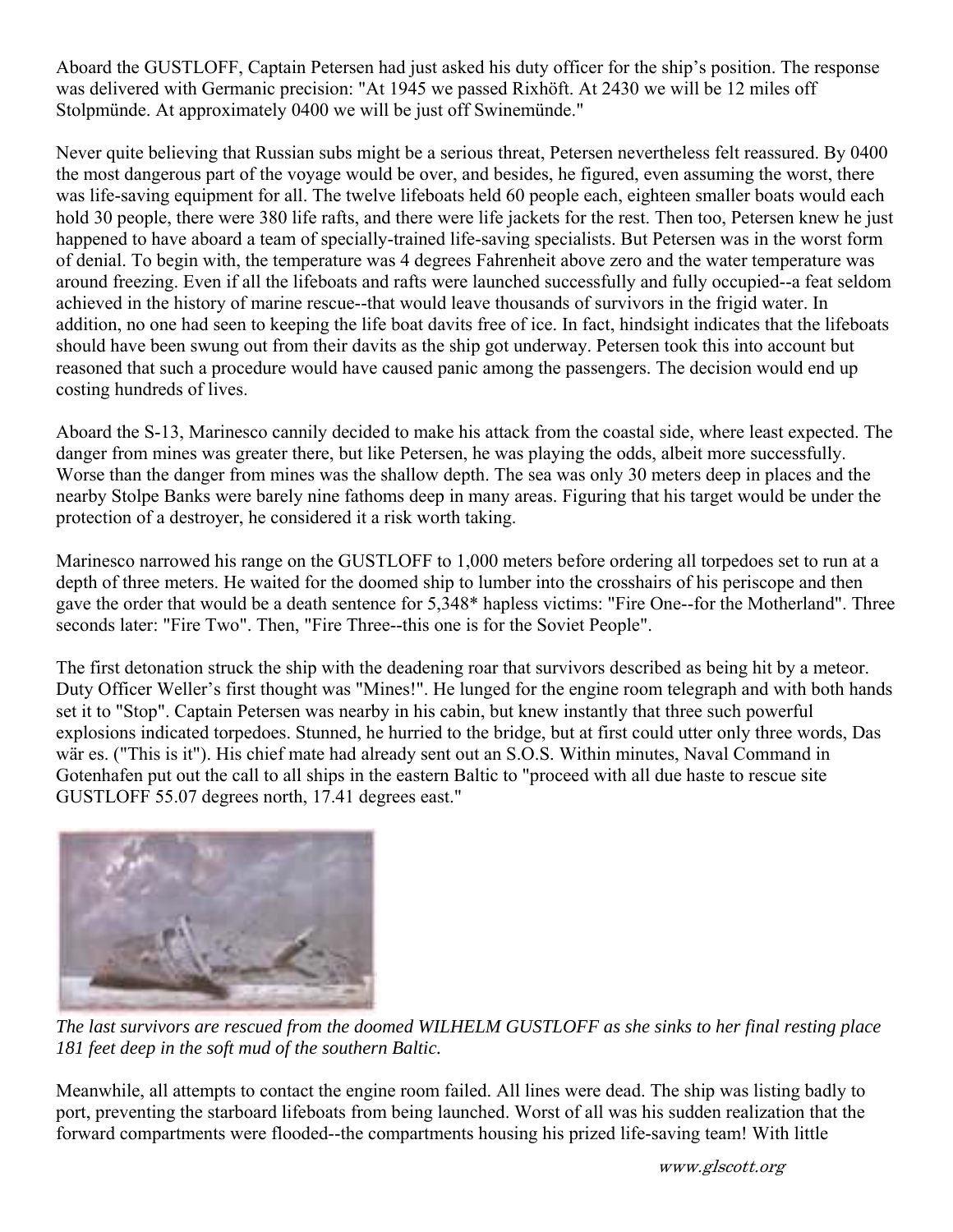Aboard the GUSTLOFF, Captain Petersen had just asked his duty officer for the ship's position. The response was delivered with Germanic precision: "At 1945 we passed Rixhöft. At 2430 we will be 12 miles off Stolpmünde. At approximately 0400 we will be just off Swinemünde."

Never quite believing that Russian subs might be a serious threat, Petersen nevertheless felt reassured. By 0400 the most dangerous part of the voyage would be over, and besides, he figured, even assuming the worst, there was life-saving equipment for all. The twelve lifeboats held 60 people each, eighteen smaller boats would each hold 30 people, there were 380 life rafts, and there were life jackets for the rest. Then too, Petersen knew he just happened to have aboard a team of specially-trained life-saving specialists. But Petersen was in the worst form of denial. To begin with, the temperature was 4 degrees Fahrenheit above zero and the water temperature was around freezing. Even if all the lifeboats and rafts were launched successfully and fully occupied--a feat seldom achieved in the history of marine rescue--that would leave thousands of survivors in the frigid water. In addition, no one had seen to keeping the life boat davits free of ice. In fact, hindsight indicates that the lifeboats should have been swung out from their davits as the ship got underway. Petersen took this into account but reasoned that such a procedure would have caused panic among the passengers. The decision would end up costing hundreds of lives.

Aboard the S-13, Marinesco cannily decided to make his attack from the coastal side, where least expected. The danger from mines was greater there, but like Petersen, he was playing the odds, albeit more successfully. Worse than the danger from mines was the shallow depth. The sea was only 30 meters deep in places and the nearby Stolpe Banks were barely nine fathoms deep in many areas. Figuring that his target would be under the protection of a destroyer, he considered it a risk worth taking.

Marinesco narrowed his range on the GUSTLOFF to 1,000 meters before ordering all torpedoes set to run at a depth of three meters. He waited for the doomed ship to lumber into the crosshairs of his periscope and then gave the order that would be a death sentence for 5,348* hapless victims: "Fire One--for the Motherland". Three seconds later: "Fire Two". Then, "Fire Three--this one is for the Soviet People".

The first detonation struck the ship with the deadening roar that survivors described as being hit by a meteor. Duty Officer Weller's first thought was "Mines!". He lunged for the engine room telegraph and with both hands set it to "Stop". Captain Petersen was nearby in his cabin, but knew instantly that three such powerful explosions indicated torpedoes. Stunned, he hurried to the bridge, but at first could utter only three words, Das wär es. ("This is it"). His chief mate had already sent out an S.O.S. Within minutes, Naval Command in Gotenhafen put out the call to all ships in the eastern Baltic to "proceed with all due haste to rescue site GUSTLOFF 55.07 degrees north, 17.41 degrees east."

*The last survivors are rescued from the doomed WILHELM GUSTLOFF as she sinks to her final resting place 181 feet deep in the soft mud of the southern Baltic.*

Meanwhile, all attempts to contact the engine room failed. All lines were dead. The ship was listing badly to port, preventing the starboard lifeboats from being launched. Worst of all was his sudden realization that the forward compartments were flooded--the compartments housing his prized life-saving team! With little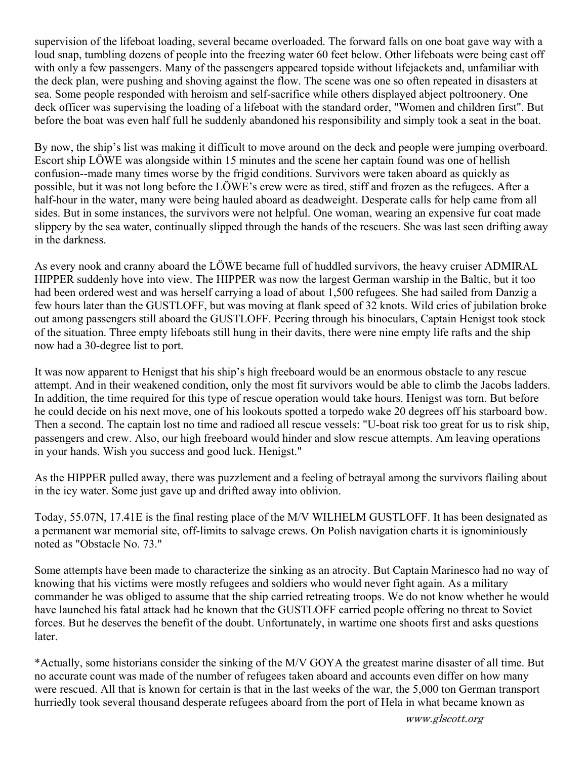supervision of the lifeboat loading, several became overloaded. The forward falls on one boat gave way with a loud snap, tumbling dozens of people into the freezing water 60 feet below. Other lifeboats were being cast off with only a few passengers. Many of the passengers appeared topside without lifejackets and, unfamiliar with the deck plan, were pushing and shoving against the flow. The scene was one so often repeated in disasters at sea. Some people responded with heroism and self-sacrifice while others displayed abject poltroonery. One deck officer was supervising the loading of a lifeboat with the standard order, "Women and children first". But before the boat was even half full he suddenly abandoned his responsibility and simply took a seat in the boat.

By now, the ship's list was making it difficult to move around on the deck and people were jumping overboard. Escort ship LÖWE was alongside within 15 minutes and the scene her captain found was one of hellish confusion--made many times worse by the frigid conditions. Survivors were taken aboard as quickly as possible, but it was not long before the LÖWE's crew were as tired, stiff and frozen as the refugees. After a half-hour in the water, many were being hauled aboard as deadweight. Desperate calls for help came from all sides. But in some instances, the survivors were not helpful. One woman, wearing an expensive fur coat made slippery by the sea water, continually slipped through the hands of the rescuers. She was last seen drifting away in the darkness.

As every nook and cranny aboard the LÖWE became full of huddled survivors, the heavy cruiser ADMIRAL HIPPER suddenly hove into view. The HIPPER was now the largest German warship in the Baltic, but it too had been ordered west and was herself carrying a load of about 1,500 refugees. She had sailed from Danzig a few hours later than the GUSTLOFF, but was moving at flank speed of 32 knots. Wild cries of jubilation broke out among passengers still aboard the GUSTLOFF. Peering through his binoculars, Captain Henigst took stock of the situation. Three empty lifeboats still hung in their davits, there were nine empty life rafts and the ship now had a 30-degree list to port.

It was now apparent to Henigst that his ship's high freeboard would be an enormous obstacle to any rescue attempt. And in their weakened condition, only the most fit survivors would be able to climb the Jacobs ladders. In addition, the time required for this type of rescue operation would take hours. Henigst was torn. But before he could decide on his next move, one of his lookouts spotted a torpedo wake 20 degrees off his starboard bow. Then a second. The captain lost no time and radioed all rescue vessels: "U-boat risk too great for us to risk ship, passengers and crew. Also, our high freeboard would hinder and slow rescue attempts. Am leaving operations in your hands. Wish you success and good luck. Henigst."

As the HIPPER pulled away, there was puzzlement and a feeling of betrayal among the survivors flailing about in the icy water. Some just gave up and drifted away into oblivion.

Today, 55.07N, 17.41E is the final resting place of the M/V WILHELM GUSTLOFF. It has been designated as a permanent war memorial site, off-limits to salvage crews. On Polish navigation charts it is ignominiously noted as "Obstacle No. 73."

Some attempts have been made to characterize the sinking as an atrocity. But Captain Marinesco had no way of knowing that his victims were mostly refugees and soldiers who would never fight again. As a military commander he was obliged to assume that the ship carried retreating troops. We do not know whether he would have launched his fatal attack had he known that the GUSTLOFF carried people offering no threat to Soviet forces. But he deserves the benefit of the doubt. Unfortunately, in wartime one shoots first and asks questions later.

*Actually, some historians consider the sinking of the M/V GOYA the greatest marine disaster of all time. But no accurate count was made of the number of refugees taken aboard and accounts even differ on how many were rescued. All that is known for certain is that in the last weeks of the war, the 5,000 ton German transport hurriedly took several thousand desperate refugees aboard from the port of Hela in what became known as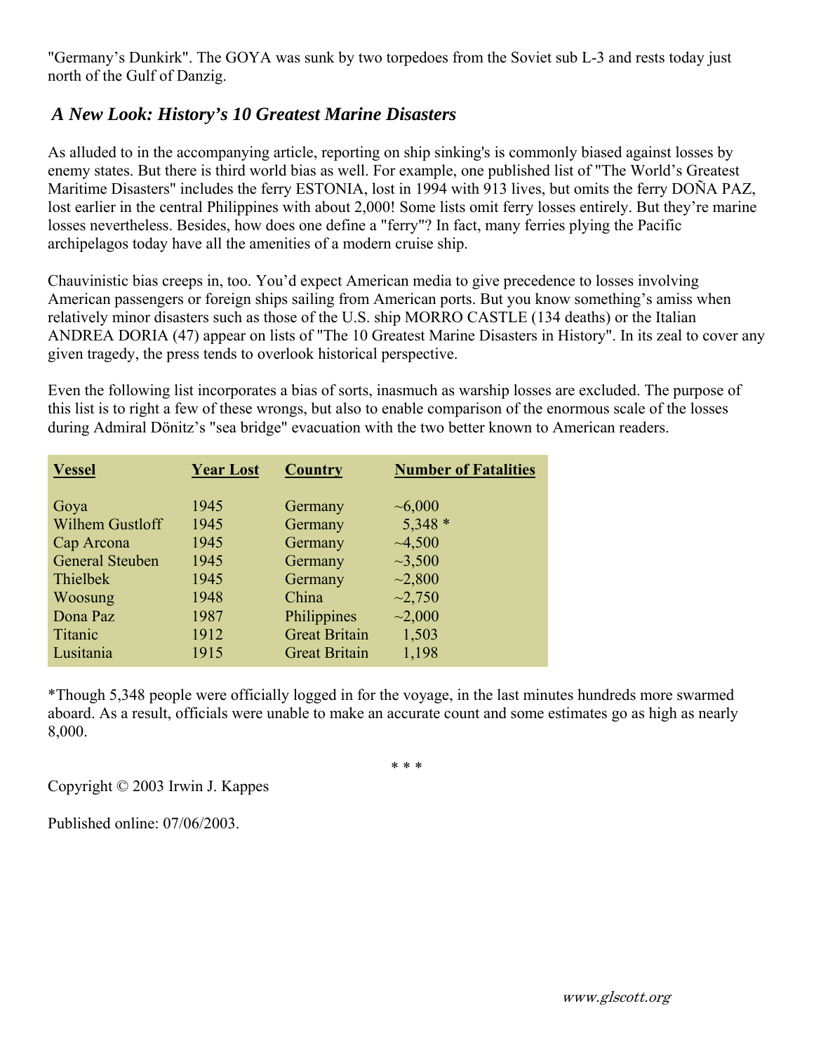"Germany's Dunkirk". The GOYA was sunk by two torpedoes from the Soviet sub L-3 and rests today just north of the Gulf of Danzig.

## *A New Look: History's 10 Greatest Marine Disasters*

As alluded to in the accompanying article, reporting on ship sinking's is commonly biased against losses by enemy states. But there is third world bias as well. For example, one published list of "The World's Greatest Maritime Disasters" includes the ferry ESTONIA, lost in 1994 with 913 lives, but omits the ferry DOÑA PAZ, lost earlier in the central Philippines with about 2,000! Some lists omit ferry losses entirely. But they're marine losses nevertheless. Besides, how does one define a "ferry"? In fact, many ferries plying the Pacific archipelagos today have all the amenities of a modern cruise ship.

Chauvinistic bias creeps in, too. You'd expect American media to give precedence to losses involving American passengers or foreign ships sailing from American ports. But you know something's amiss when relatively minor disasters such as those of the U.S. ship MORRO CASTLE (134 deaths) or the Italian ANDREA DORIA (47) appear on lists of "The 10 Greatest Marine Disasters in History". In its zeal to cover any given tragedy, the press tends to overlook historical perspective.

Even the following list incorporates a bias of sorts, inasmuch as warship losses are excluded. The purpose of this list is to right a few of these wrongs, but also to enable comparison of the enormous scale of the losses during Admiral Dönitz's "sea bridge" evacuation with the two better known to American readers.

| **Vessel** | **Year Lost** | **Country** | **Number of Fatalities** |
|---|---|---|---|
| Goya | 1945 | Germany | ~6,000 |
| Wilhem Gustloff | 1945 | Germany | 5,348 * |
| Cap Arcona | 1945 | Germany | ~4,500 |
| General Steuben | 1945 | Germany | ~3,500 |
| Thielbek | 1945 | Germany | ~2,800 |
| Woosung | 1948 | China | ~2,750 |
| Dona Paz | 1987 | Philippines | ~2,000 |
| Titanic | 1912 | Great Britain | 1,503 |
| Lusitania | 1915 | Great Britain | 1,198 |

*Though 5,348 people were officially logged in for the voyage, in the last minutes hundreds more swarmed aboard. As a result, officials were unable to make an accurate count and some estimates go as high as nearly 8,000.

\* \* \*

Copyright © 2003 Irwin J. Kappes

Published online: 07/06/2003.